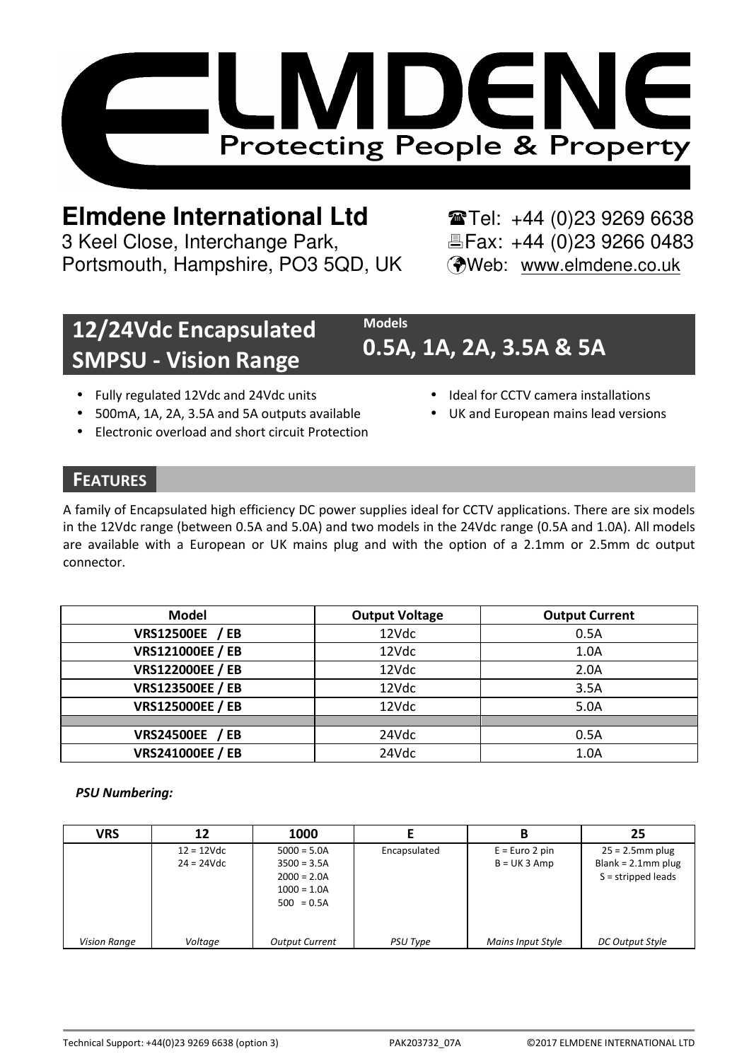# Elmdene International Ltd

3 Keel Close, Interchange Park,
Portsmouth, Hampshire, PO3 5QD, UK

☎Tel: +44 (0)23 9269 6638
Fax: +44 (0)23 9266 0483
Web: www.elmdene.co.uk

## 12/24Vdc Encapsulated SMPSU - Vision Range

**Models**

## 0.5A, 1A, 2A, 3.5A & 5A

- Fully regulated 12Vdc and 24Vdc units
- 500mA, 1A, 2A, 3.5A and 5A outputs available
- Electronic overload and short circuit Protection
- Ideal for CCTV camera installations
- UK and European mains lead versions

## FEATURES

A family of Encapsulated high efficiency DC power supplies ideal for CCTV applications. There are six models in the 12Vdc range (between 0.5A and 5.0A) and two models in the 24Vdc range (0.5A and 1.0A). All models are available with a European or UK mains plug and with the option of a 2.1mm or 2.5mm dc output connector.

| Model | Output Voltage | Output Current |
|---|---|---|
| **VRS12500EE / EB** | 12Vdc | 0.5A |
| **VRS121000EE / EB** | 12Vdc | 1.0A |
| **VRS122000EE / EB** | 12Vdc | 2.0A |
| **VRS123500EE / EB** | 12Vdc | 3.5A |
| **VRS125000EE / EB** | 12Vdc | 5.0A |
| | | |
| **VRS24500EE / EB** | 24Vdc | 0.5A |
| **VRS241000EE / EB** | 24Vdc | 1.0A |

***PSU Numbering:***

| VRS | 12 | 1000 | E | B | 25 |
|---|---|---|---|---|---|
| | 12 = 12Vdc<br>24 = 24Vdc | 5000 = 5.0A<br>3500 = 3.5A<br>2000 = 2.0A<br>1000 = 1.0A<br>500 = 0.5A | Encapsulated | E = Euro 2 pin<br>B = UK 3 Amp | 25 = 2.5mm plug<br>Blank = 2.1mm plug<br>S = stripped leads |
| *Vision Range* | *Voltage* | *Output Current* | *PSU Type* | *Mains Input Style* | *DC Output Style* |

Technical Support: +44(0)23 9269 6638 (option 3) PAK203732_07A ©2017 ELMDENE INTERNATIONAL LTD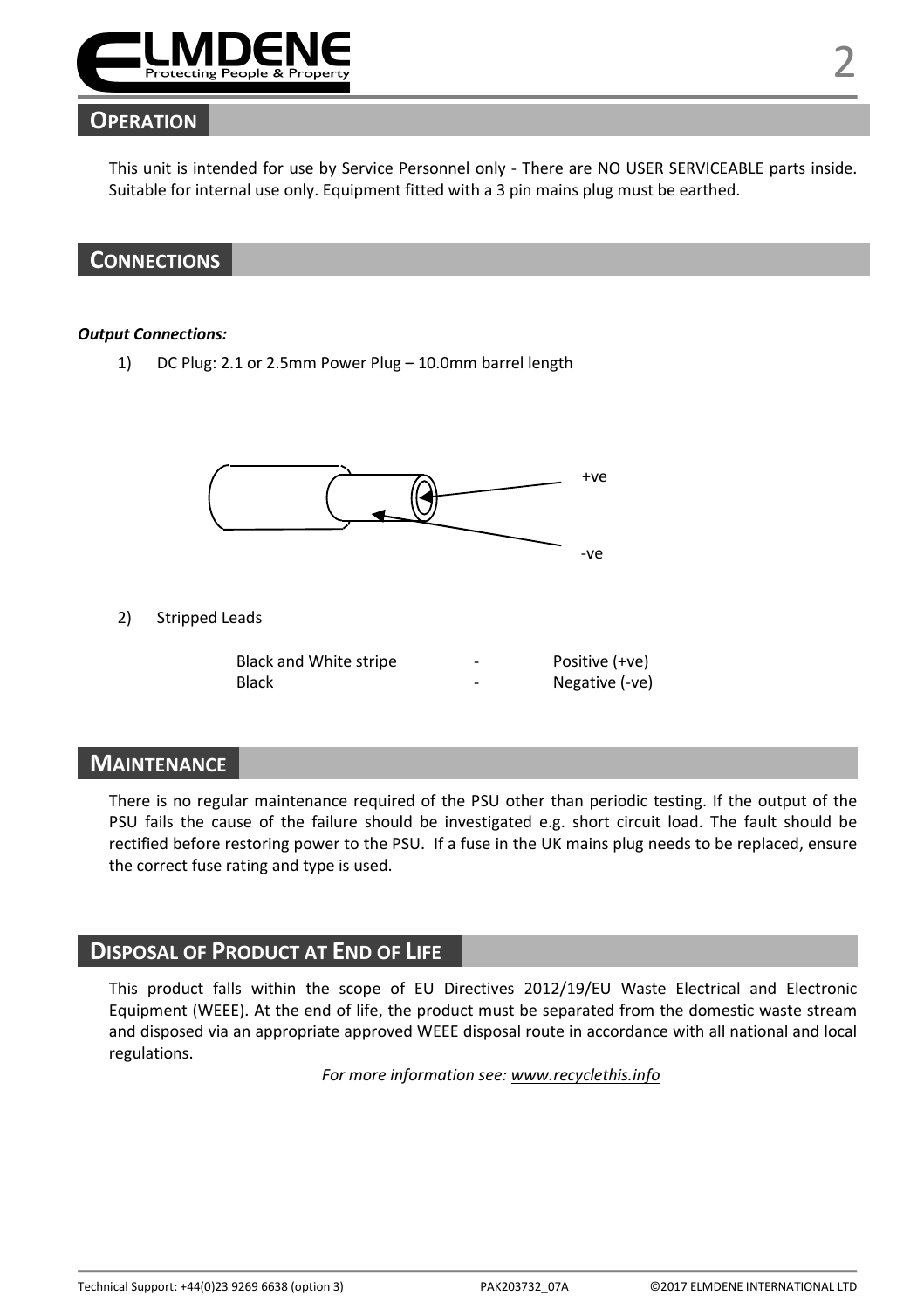## Operation

This unit is intended for use by Service Personnel only - There are NO USER SERVICEABLE parts inside. Suitable for internal use only. Equipment fitted with a 3 pin mains plug must be earthed.

## Connections

***Output Connections:***

1) DC Plug: 2.1 or 2.5mm Power Plug – 10.0mm barrel length

+ve

-ve

2) Stripped Leads

| | | |
|---|---|---|
| Black and White stripe | - | Positive (+ve) |
| Black | - | Negative (-ve) |

## Maintenance

There is no regular maintenance required of the PSU other than periodic testing. If the output of the PSU fails the cause of the failure should be investigated e.g. short circuit load. The fault should be rectified before restoring power to the PSU. If a fuse in the UK mains plug needs to be replaced, ensure the correct fuse rating and type is used.

## Disposal of Product at End of Life

This product falls within the scope of EU Directives 2012/19/EU Waste Electrical and Electronic Equipment (WEEE). At the end of life, the product must be separated from the domestic waste stream and disposed via an appropriate approved WEEE disposal route in accordance with all national and local regulations.

*For more information see: www.recyclethis.info*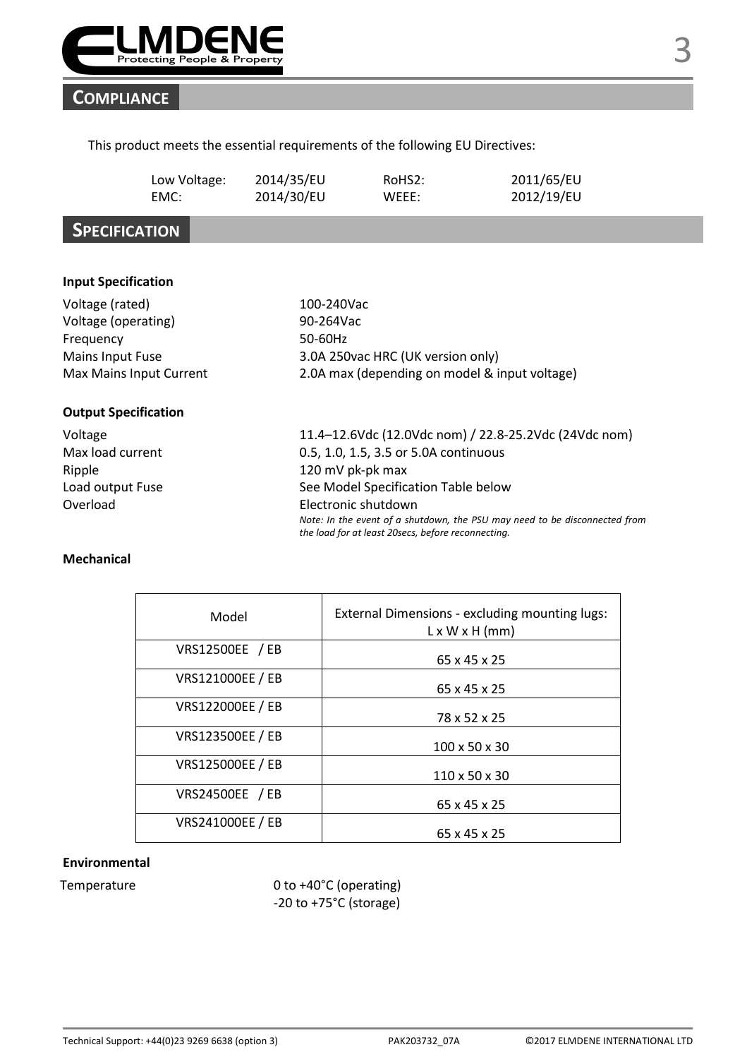## COMPLIANCE

This product meets the essential requirements of the following EU Directives:

| | | | |
|---|---|---|---|
| Low Voltage: | 2014/35/EU | RoHS2: | 2011/65/EU |
| EMC: | 2014/30/EU | WEEE: | 2012/19/EU |

## SPECIFICATION

**Input Specification**

| | |
|---|---|
| Voltage (rated) | 100-240Vac |
| Voltage (operating) | 90-264Vac |
| Frequency | 50-60Hz |
| Mains Input Fuse | 3.0A 250vac HRC (UK version only) |
| Max Mains Input Current | 2.0A max (depending on model & input voltage) |

**Output Specification**

| | |
|---|---|
| Voltage | 11.4–12.6Vdc (12.0Vdc nom) / 22.8-25.2Vdc (24Vdc nom) |
| Max load current | 0.5, 1.0, 1.5, 3.5 or 5.0A continuous |
| Ripple | 120 mV pk-pk max |
| Load output Fuse | See Model Specification Table below |
| Overload | Electronic shutdown<br>*Note: In the event of a shutdown, the PSU may need to be disconnected from the load for at least 20secs, before reconnecting.* |

**Mechanical**

| Model | External Dimensions - excluding mounting lugs: L x W x H (mm) |
|---|---|
| VRS12500EE / EB | 65 x 45 x 25 |
| VRS121000EE / EB | 65 x 45 x 25 |
| VRS122000EE / EB | 78 x 52 x 25 |
| VRS123500EE / EB | 100 x 50 x 30 |
| VRS125000EE / EB | 110 x 50 x 30 |
| VRS24500EE / EB | 65 x 45 x 25 |
| VRS241000EE / EB | 65 x 45 x 25 |

**Environmental**

| | |
|---|---|
| Temperature | 0 to +40°C (operating)<br>-20 to +75°C (storage) |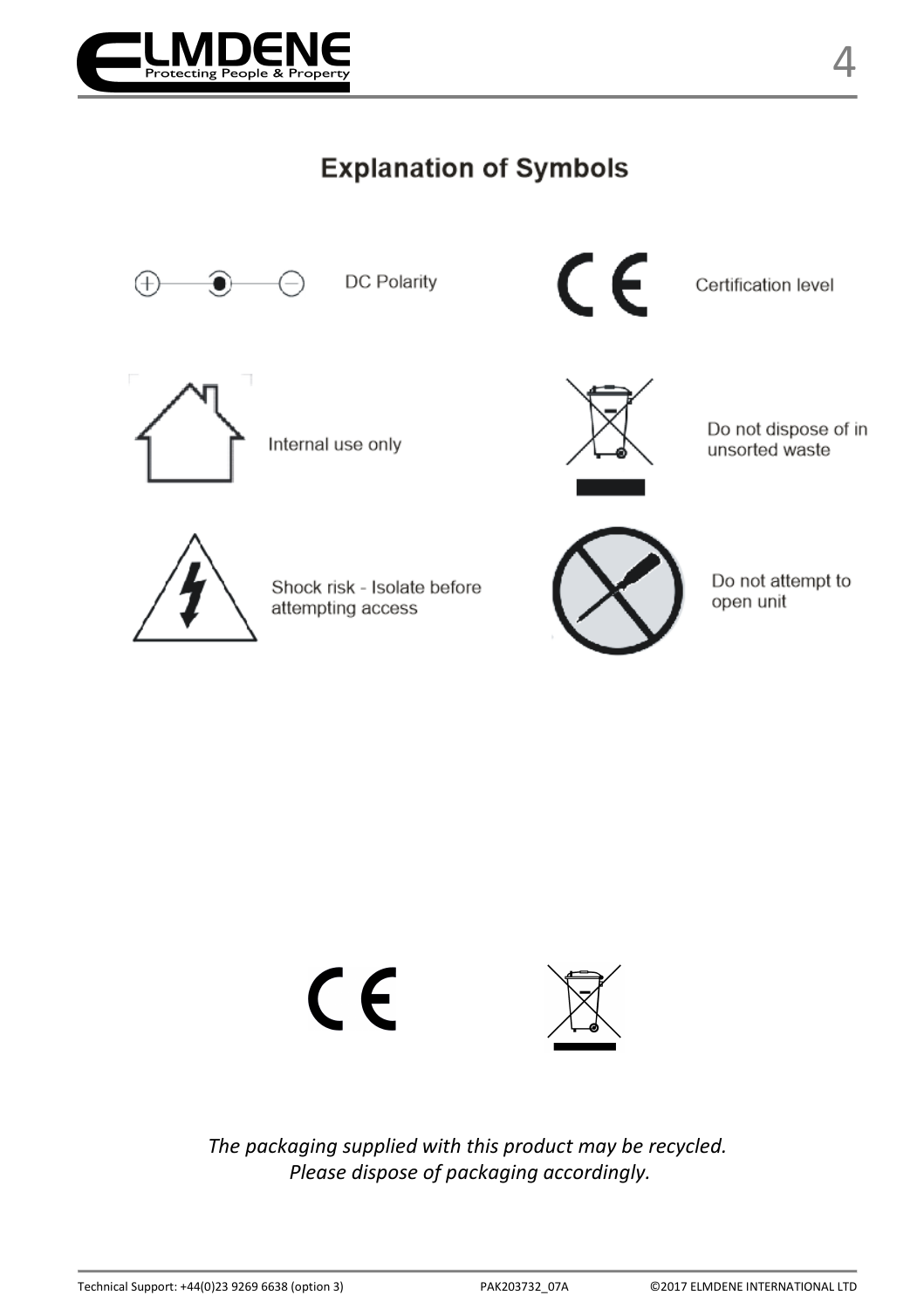## Explanation of Symbols

DC Polarity

Certification level

Internal use only

Do not dispose of in unsorted waste

Shock risk - Isolate before attempting access

Do not attempt to open unit

*The packaging supplied with this product may be recycled.*
*Please dispose of packaging accordingly.*